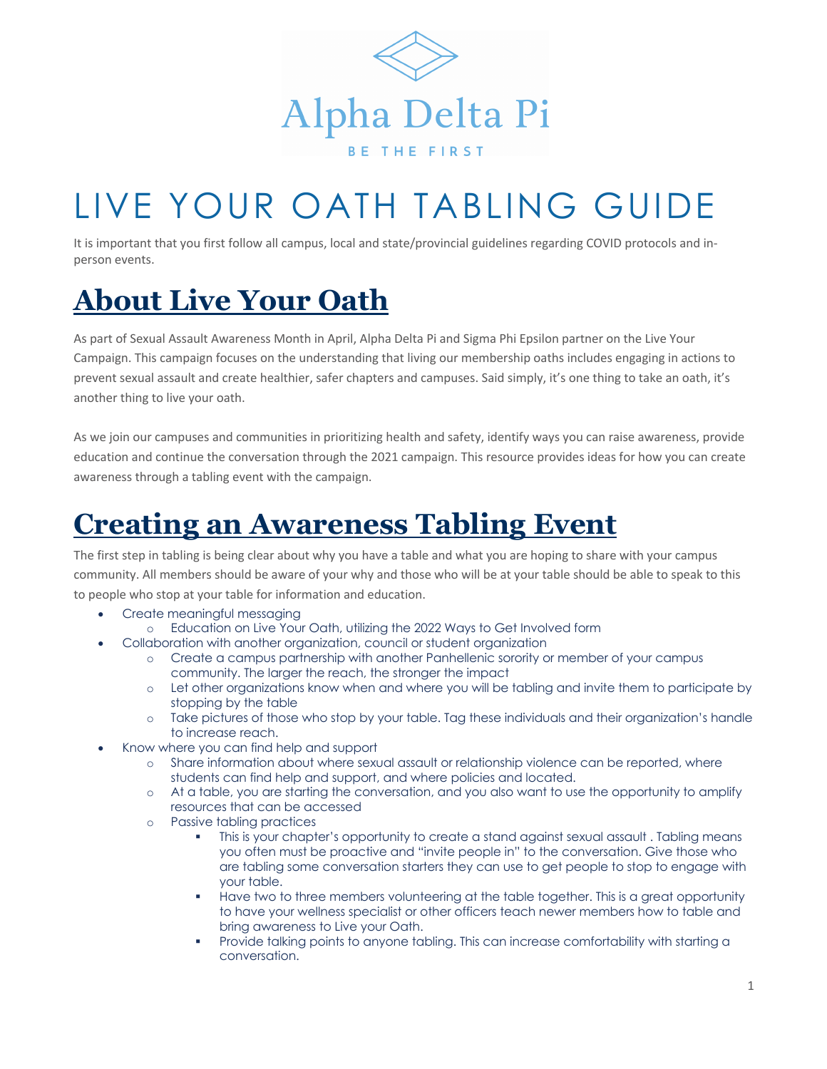Alpha Delta Pi

BE THE FIRST

# LIVE YOUR OATH TABLING GUIDE

It is important that you first follow all campus, local and state/provincial guidelines regarding COVID protocols and in-person events.

## About Live Your Oath

As part of Sexual Assault Awareness Month in April, Alpha Delta Pi and Sigma Phi Epsilon partner on the Live Your Campaign. This campaign focuses on the understanding that living our membership oaths includes engaging in actions to prevent sexual assault and create healthier, safer chapters and campuses. Said simply, it's one thing to take an oath, it's another thing to live your oath.

As we join our campuses and communities in prioritizing health and safety, identify ways you can raise awareness, provide education and continue the conversation through the 2021 campaign. This resource provides ideas for how you can create awareness through a tabling event with the campaign.

## Creating an Awareness Tabling Event

The first step in tabling is being clear about why you have a table and what you are hoping to share with your campus community. All members should be aware of your why and those who will be at your table should be able to speak to this to people who stop at your table for information and education.

- Create meaningful messaging
  - Education on Live Your Oath, utilizing the 2022 Ways to Get Involved form
- Collaboration with another organization, council or student organization
  - Create a campus partnership with another Panhellenic sorority or member of your campus community. The larger the reach, the stronger the impact
  - Let other organizations know when and where you will be tabling and invite them to participate by stopping by the table
  - Take pictures of those who stop by your table. Tag these individuals and their organization's handle to increase reach.
- Know where you can find help and support
  - Share information about where sexual assault or relationship violence can be reported, where students can find help and support, and where policies and located.
  - At a table, you are starting the conversation, and you also want to use the opportunity to amplify resources that can be accessed
  - Passive tabling practices
    - This is your chapter's opportunity to create a stand against sexual assault . Tabling means you often must be proactive and "invite people in" to the conversation. Give those who are tabling some conversation starters they can use to get people to stop to engage with your table.
    - Have two to three members volunteering at the table together. This is a great opportunity to have your wellness specialist or other officers teach newer members how to table and bring awareness to Live your Oath.
    - Provide talking points to anyone tabling. This can increase comfortability with starting a conversation.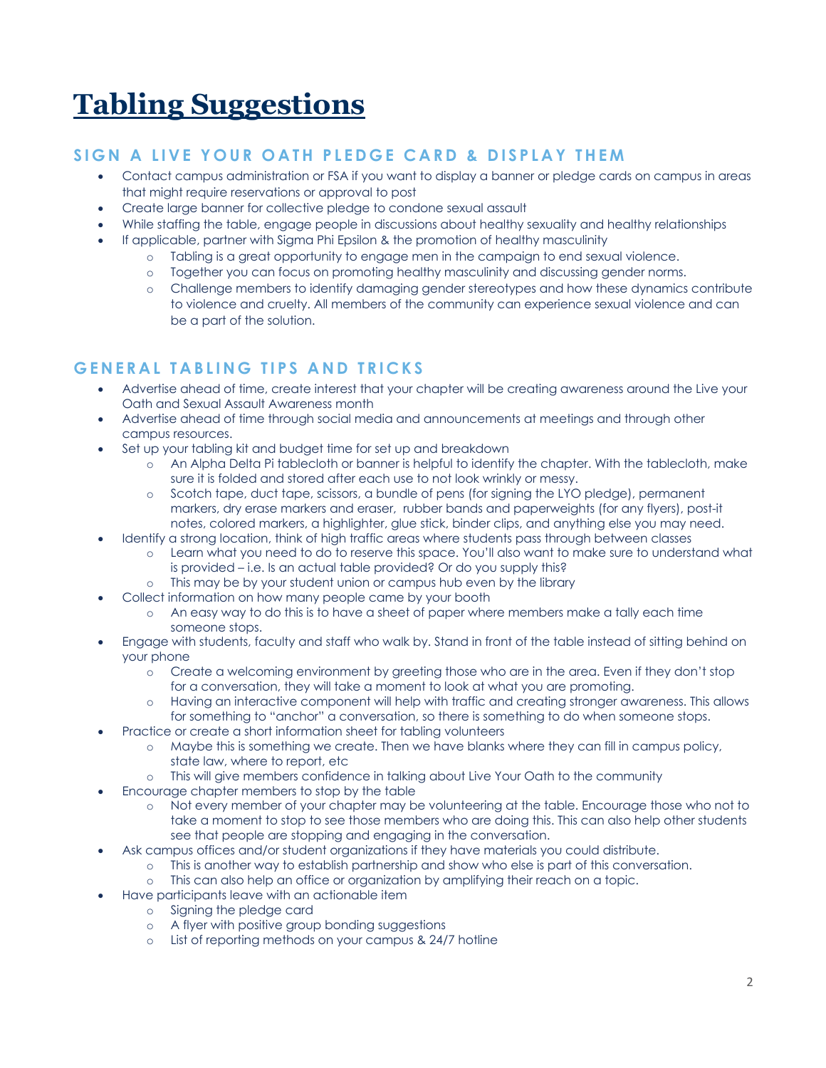# Tabling Suggestions

## SIGN A LIVE YOUR OATH PLEDGE CARD & DISPLAY THEM

- Contact campus administration or FSA if you want to display a banner or pledge cards on campus in areas that might require reservations or approval to post
- Create large banner for collective pledge to condone sexual assault
- While staffing the table, engage people in discussions about healthy sexuality and healthy relationships
- If applicable, partner with Sigma Phi Epsilon & the promotion of healthy masculinity
  - Tabling is a great opportunity to engage men in the campaign to end sexual violence.
  - Together you can focus on promoting healthy masculinity and discussing gender norms.
  - Challenge members to identify damaging gender stereotypes and how these dynamics contribute to violence and cruelty. All members of the community can experience sexual violence and can be a part of the solution.

## GENERAL TABLING TIPS AND TRICKS

- Advertise ahead of time, create interest that your chapter will be creating awareness around the Live your Oath and Sexual Assault Awareness month
- Advertise ahead of time through social media and announcements at meetings and through other campus resources.
- Set up your tabling kit and budget time for set up and breakdown
  - An Alpha Delta Pi tablecloth or banner is helpful to identify the chapter. With the tablecloth, make sure it is folded and stored after each use to not look wrinkly or messy.
  - Scotch tape, duct tape, scissors, a bundle of pens (for signing the LYO pledge), permanent markers, dry erase markers and eraser, rubber bands and paperweights (for any flyers), post-it notes, colored markers, a highlighter, glue stick, binder clips, and anything else you may need.
- Identify a strong location, think of high traffic areas where students pass through between classes
  - Learn what you need to do to reserve this space. You'll also want to make sure to understand what is provided – i.e. Is an actual table provided? Or do you supply this?
  - This may be by your student union or campus hub even by the library
- Collect information on how many people came by your booth
  - An easy way to do this is to have a sheet of paper where members make a tally each time someone stops.
- Engage with students, faculty and staff who walk by. Stand in front of the table instead of sitting behind on your phone
  - Create a welcoming environment by greeting those who are in the area. Even if they don't stop for a conversation, they will take a moment to look at what you are promoting.
  - Having an interactive component will help with traffic and creating stronger awareness. This allows for something to "anchor" a conversation, so there is something to do when someone stops.
- Practice or create a short information sheet for tabling volunteers
  - Maybe this is something we create. Then we have blanks where they can fill in campus policy, state law, where to report, etc
  - This will give members confidence in talking about Live Your Oath to the community
- Encourage chapter members to stop by the table
  - Not every member of your chapter may be volunteering at the table. Encourage those who not to take a moment to stop to see those members who are doing this. This can also help other students see that people are stopping and engaging in the conversation.
- Ask campus offices and/or student organizations if they have materials you could distribute.
  - This is another way to establish partnership and show who else is part of this conversation.
  - This can also help an office or organization by amplifying their reach on a topic.
- Have participants leave with an actionable item
  - Signing the pledge card
  - A flyer with positive group bonding suggestions
  - List of reporting methods on your campus & 24/7 hotline